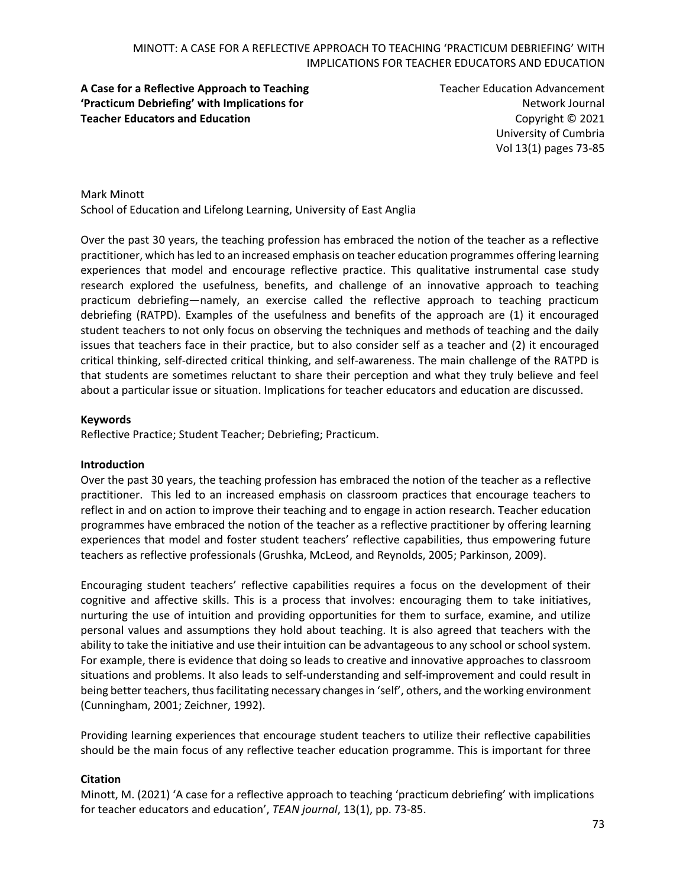**A Case for a Reflective Approach to Teaching 'Practicum Debriefing' with Implications for Teacher Educators and Education**

Teacher Education Advancement Network Journal
Copyright © 2021
University of Cumbria
Vol 13(1) pages 73-85

Mark Minott
School of Education and Lifelong Learning, University of East Anglia

Over the past 30 years, the teaching profession has embraced the notion of the teacher as a reflective practitioner, which has led to an increased emphasis on teacher education programmes offering learning experiences that model and encourage reflective practice. This qualitative instrumental case study research explored the usefulness, benefits, and challenge of an innovative approach to teaching practicum debriefing—namely, an exercise called the reflective approach to teaching practicum debriefing (RATPD). Examples of the usefulness and benefits of the approach are (1) it encouraged student teachers to not only focus on observing the techniques and methods of teaching and the daily issues that teachers face in their practice, but to also consider self as a teacher and (2) it encouraged critical thinking, self-directed critical thinking, and self-awareness. The main challenge of the RATPD is that students are sometimes reluctant to share their perception and what they truly believe and feel about a particular issue or situation. Implications for teacher educators and education are discussed.

**Keywords**
Reflective Practice; Student Teacher; Debriefing; Practicum.

## Introduction

Over the past 30 years, the teaching profession has embraced the notion of the teacher as a reflective practitioner. This led to an increased emphasis on classroom practices that encourage teachers to reflect in and on action to improve their teaching and to engage in action research. Teacher education programmes have embraced the notion of the teacher as a reflective practitioner by offering learning experiences that model and foster student teachers' reflective capabilities, thus empowering future teachers as reflective professionals (Grushka, McLeod, and Reynolds, 2005; Parkinson, 2009).

Encouraging student teachers' reflective capabilities requires a focus on the development of their cognitive and affective skills. This is a process that involves: encouraging them to take initiatives, nurturing the use of intuition and providing opportunities for them to surface, examine, and utilize personal values and assumptions they hold about teaching. It is also agreed that teachers with the ability to take the initiative and use their intuition can be advantageous to any school or school system. For example, there is evidence that doing so leads to creative and innovative approaches to classroom situations and problems. It also leads to self-understanding and self-improvement and could result in being better teachers, thus facilitating necessary changes in 'self', others, and the working environment (Cunningham, 2001; Zeichner, 1992).

Providing learning experiences that encourage student teachers to utilize their reflective capabilities should be the main focus of any reflective teacher education programme. This is important for three

**Citation**
Minott, M. (2021) 'A case for a reflective approach to teaching 'practicum debriefing' with implications for teacher educators and education', *TEAN journal*, 13(1), pp. 73-85.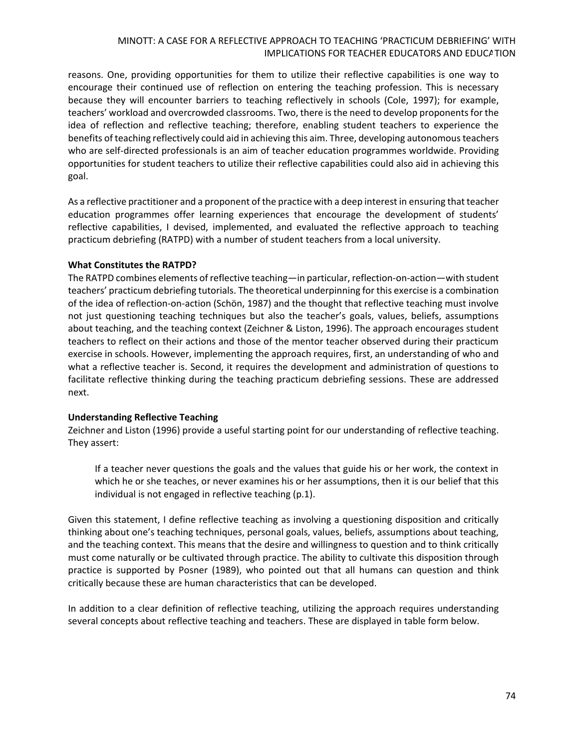reasons. One, providing opportunities for them to utilize their reflective capabilities is one way to encourage their continued use of reflection on entering the teaching profession. This is necessary because they will encounter barriers to teaching reflectively in schools (Cole, 1997); for example, teachers' workload and overcrowded classrooms. Two, there is the need to develop proponents for the idea of reflection and reflective teaching; therefore, enabling student teachers to experience the benefits of teaching reflectively could aid in achieving this aim. Three, developing autonomous teachers who are self-directed professionals is an aim of teacher education programmes worldwide. Providing opportunities for student teachers to utilize their reflective capabilities could also aid in achieving this goal.

As a reflective practitioner and a proponent of the practice with a deep interest in ensuring that teacher education programmes offer learning experiences that encourage the development of students' reflective capabilities, I devised, implemented, and evaluated the reflective approach to teaching practicum debriefing (RATPD) with a number of student teachers from a local university.

**What Constitutes the RATPD?**

The RATPD combines elements of reflective teaching—in particular, reflection-on-action—with student teachers' practicum debriefing tutorials. The theoretical underpinning for this exercise is a combination of the idea of reflection-on-action (Schön, 1987) and the thought that reflective teaching must involve not just questioning teaching techniques but also the teacher's goals, values, beliefs, assumptions about teaching, and the teaching context (Zeichner & Liston, 1996). The approach encourages student teachers to reflect on their actions and those of the mentor teacher observed during their practicum exercise in schools. However, implementing the approach requires, first, an understanding of who and what a reflective teacher is. Second, it requires the development and administration of questions to facilitate reflective thinking during the teaching practicum debriefing sessions. These are addressed next.

**Understanding Reflective Teaching**

Zeichner and Liston (1996) provide a useful starting point for our understanding of reflective teaching. They assert:

> If a teacher never questions the goals and the values that guide his or her work, the context in which he or she teaches, or never examines his or her assumptions, then it is our belief that this individual is not engaged in reflective teaching (p.1).

Given this statement, I define reflective teaching as involving a questioning disposition and critically thinking about one's teaching techniques, personal goals, values, beliefs, assumptions about teaching, and the teaching context. This means that the desire and willingness to question and to think critically must come naturally or be cultivated through practice. The ability to cultivate this disposition through practice is supported by Posner (1989), who pointed out that all humans can question and think critically because these are human characteristics that can be developed.

In addition to a clear definition of reflective teaching, utilizing the approach requires understanding several concepts about reflective teaching and teachers. These are displayed in table form below.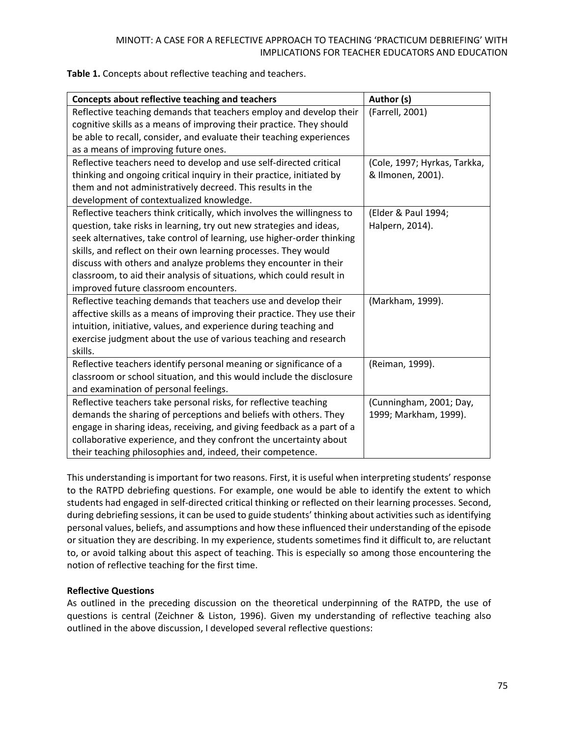**Table 1.** Concepts about reflective teaching and teachers.

| Concepts about reflective teaching and teachers | Author (s) |
|---|---|
| Reflective teaching demands that teachers employ and develop their cognitive skills as a means of improving their practice. They should be able to recall, consider, and evaluate their teaching experiences as a means of improving future ones. | (Farrell, 2001) |
| Reflective teachers need to develop and use self-directed critical thinking and ongoing critical inquiry in their practice, initiated by them and not administratively decreed. This results in the development of contextualized knowledge. | (Cole, 1997; Hyrkas, Tarkka, & Ilmonen, 2001). |
| Reflective teachers think critically, which involves the willingness to question, take risks in learning, try out new strategies and ideas, seek alternatives, take control of learning, use higher-order thinking skills, and reflect on their own learning processes. They would discuss with others and analyze problems they encounter in their classroom, to aid their analysis of situations, which could result in improved future classroom encounters. | (Elder & Paul 1994; Halpern, 2014). |
| Reflective teaching demands that teachers use and develop their affective skills as a means of improving their practice. They use their intuition, initiative, values, and experience during teaching and exercise judgment about the use of various teaching and research skills. | (Markham, 1999). |
| Reflective teachers identify personal meaning or significance of a classroom or school situation, and this would include the disclosure and examination of personal feelings. | (Reiman, 1999). |
| Reflective teachers take personal risks, for reflective teaching demands the sharing of perceptions and beliefs with others. They engage in sharing ideas, receiving, and giving feedback as a part of a collaborative experience, and they confront the uncertainty about their teaching philosophies and, indeed, their competence. | (Cunningham, 2001; Day, 1999; Markham, 1999). |

This understanding is important for two reasons. First, it is useful when interpreting students' response to the RATPD debriefing questions. For example, one would be able to identify the extent to which students had engaged in self-directed critical thinking or reflected on their learning processes. Second, during debriefing sessions, it can be used to guide students' thinking about activities such as identifying personal values, beliefs, and assumptions and how these influenced their understanding of the episode or situation they are describing. In my experience, students sometimes find it difficult to, are reluctant to, or avoid talking about this aspect of teaching. This is especially so among those encountering the notion of reflective teaching for the first time.

**Reflective Questions**

As outlined in the preceding discussion on the theoretical underpinning of the RATPD, the use of questions is central (Zeichner & Liston, 1996). Given my understanding of reflective teaching also outlined in the above discussion, I developed several reflective questions: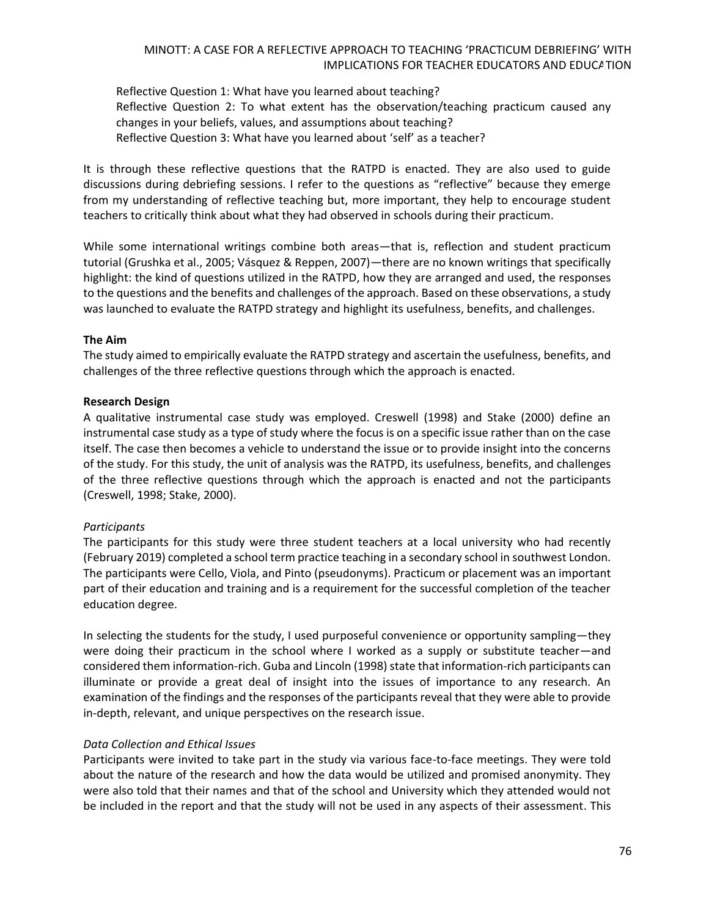Reflective Question 1: What have you learned about teaching?
Reflective Question 2: To what extent has the observation/teaching practicum caused any changes in your beliefs, values, and assumptions about teaching?
Reflective Question 3: What have you learned about 'self' as a teacher?

It is through these reflective questions that the RATPD is enacted. They are also used to guide discussions during debriefing sessions. I refer to the questions as "reflective" because they emerge from my understanding of reflective teaching but, more important, they help to encourage student teachers to critically think about what they had observed in schools during their practicum.

While some international writings combine both areas—that is, reflection and student practicum tutorial (Grushka et al., 2005; Vásquez & Reppen, 2007)—there are no known writings that specifically highlight: the kind of questions utilized in the RATPD, how they are arranged and used, the responses to the questions and the benefits and challenges of the approach. Based on these observations, a study was launched to evaluate the RATPD strategy and highlight its usefulness, benefits, and challenges.

**The Aim**

The study aimed to empirically evaluate the RATPD strategy and ascertain the usefulness, benefits, and challenges of the three reflective questions through which the approach is enacted.

**Research Design**

A qualitative instrumental case study was employed. Creswell (1998) and Stake (2000) define an instrumental case study as a type of study where the focus is on a specific issue rather than on the case itself. The case then becomes a vehicle to understand the issue or to provide insight into the concerns of the study. For this study, the unit of analysis was the RATPD, its usefulness, benefits, and challenges of the three reflective questions through which the approach is enacted and not the participants (Creswell, 1998; Stake, 2000).

*Participants*

The participants for this study were three student teachers at a local university who had recently (February 2019) completed a school term practice teaching in a secondary school in southwest London. The participants were Cello, Viola, and Pinto (pseudonyms). Practicum or placement was an important part of their education and training and is a requirement for the successful completion of the teacher education degree.

In selecting the students for the study, I used purposeful convenience or opportunity sampling—they were doing their practicum in the school where I worked as a supply or substitute teacher—and considered them information-rich. Guba and Lincoln (1998) state that information-rich participants can illuminate or provide a great deal of insight into the issues of importance to any research. An examination of the findings and the responses of the participants reveal that they were able to provide in-depth, relevant, and unique perspectives on the research issue.

*Data Collection and Ethical Issues*

Participants were invited to take part in the study via various face-to-face meetings. They were told about the nature of the research and how the data would be utilized and promised anonymity. They were also told that their names and that of the school and University which they attended would not be included in the report and that the study will not be used in any aspects of their assessment. This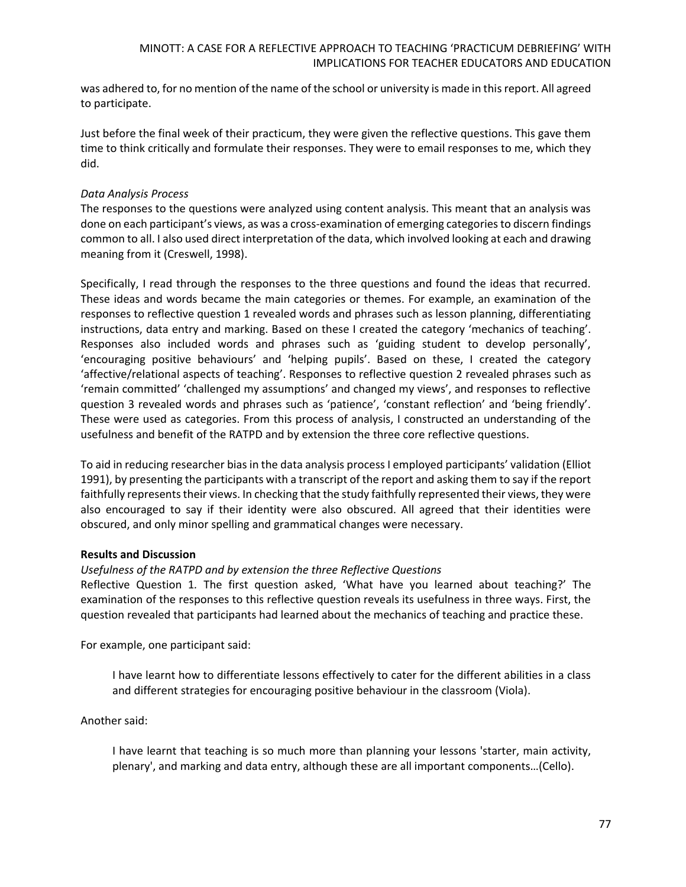was adhered to, for no mention of the name of the school or university is made in this report. All agreed to participate.

Just before the final week of their practicum, they were given the reflective questions. This gave them time to think critically and formulate their responses. They were to email responses to me, which they did.

*Data Analysis Process*

The responses to the questions were analyzed using content analysis. This meant that an analysis was done on each participant's views, as was a cross-examination of emerging categories to discern findings common to all. I also used direct interpretation of the data, which involved looking at each and drawing meaning from it (Creswell, 1998).

Specifically, I read through the responses to the three questions and found the ideas that recurred. These ideas and words became the main categories or themes. For example, an examination of the responses to reflective question 1 revealed words and phrases such as lesson planning, differentiating instructions, data entry and marking. Based on these I created the category 'mechanics of teaching'. Responses also included words and phrases such as 'guiding student to develop personally', 'encouraging positive behaviours' and 'helping pupils'. Based on these, I created the category 'affective/relational aspects of teaching'. Responses to reflective question 2 revealed phrases such as 'remain committed' 'challenged my assumptions' and changed my views', and responses to reflective question 3 revealed words and phrases such as 'patience', 'constant reflection' and 'being friendly'. These were used as categories. From this process of analysis, I constructed an understanding of the usefulness and benefit of the RATPD and by extension the three core reflective questions.

To aid in reducing researcher bias in the data analysis process I employed participants' validation (Elliot 1991), by presenting the participants with a transcript of the report and asking them to say if the report faithfully represents their views. In checking that the study faithfully represented their views, they were also encouraged to say if their identity were also obscured. All agreed that their identities were obscured, and only minor spelling and grammatical changes were necessary.

**Results and Discussion**

*Usefulness of the RATPD and by extension the three Reflective Questions*

Reflective Question 1. The first question asked, 'What have you learned about teaching?' The examination of the responses to this reflective question reveals its usefulness in three ways. First, the question revealed that participants had learned about the mechanics of teaching and practice these.

For example, one participant said:

> I have learnt how to differentiate lessons effectively to cater for the different abilities in a class and different strategies for encouraging positive behaviour in the classroom (Viola).

Another said:

> I have learnt that teaching is so much more than planning your lessons 'starter, main activity, plenary', and marking and data entry, although these are all important components…(Cello).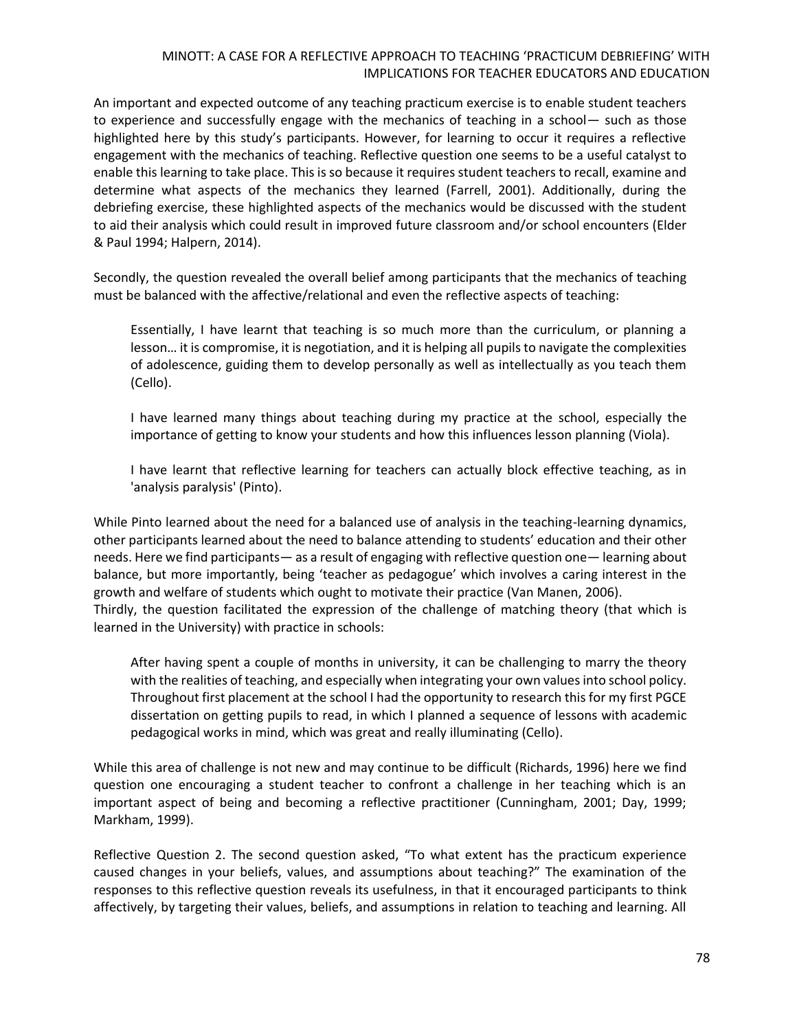An important and expected outcome of any teaching practicum exercise is to enable student teachers to experience and successfully engage with the mechanics of teaching in a school— such as those highlighted here by this study's participants. However, for learning to occur it requires a reflective engagement with the mechanics of teaching. Reflective question one seems to be a useful catalyst to enable this learning to take place. This is so because it requires student teachers to recall, examine and determine what aspects of the mechanics they learned (Farrell, 2001). Additionally, during the debriefing exercise, these highlighted aspects of the mechanics would be discussed with the student to aid their analysis which could result in improved future classroom and/or school encounters (Elder & Paul 1994; Halpern, 2014).

Secondly, the question revealed the overall belief among participants that the mechanics of teaching must be balanced with the affective/relational and even the reflective aspects of teaching:

> Essentially, I have learnt that teaching is so much more than the curriculum, or planning a lesson… it is compromise, it is negotiation, and it is helping all pupils to navigate the complexities of adolescence, guiding them to develop personally as well as intellectually as you teach them (Cello).
>
> I have learned many things about teaching during my practice at the school, especially the importance of getting to know your students and how this influences lesson planning (Viola).
>
> I have learnt that reflective learning for teachers can actually block effective teaching, as in 'analysis paralysis' (Pinto).

While Pinto learned about the need for a balanced use of analysis in the teaching-learning dynamics, other participants learned about the need to balance attending to students' education and their other needs. Here we find participants— as a result of engaging with reflective question one— learning about balance, but more importantly, being 'teacher as pedagogue' which involves a caring interest in the growth and welfare of students which ought to motivate their practice (Van Manen, 2006).
Thirdly, the question facilitated the expression of the challenge of matching theory (that which is learned in the University) with practice in schools:

> After having spent a couple of months in university, it can be challenging to marry the theory with the realities of teaching, and especially when integrating your own values into school policy. Throughout first placement at the school I had the opportunity to research this for my first PGCE dissertation on getting pupils to read, in which I planned a sequence of lessons with academic pedagogical works in mind, which was great and really illuminating (Cello).

While this area of challenge is not new and may continue to be difficult (Richards, 1996) here we find question one encouraging a student teacher to confront a challenge in her teaching which is an important aspect of being and becoming a reflective practitioner (Cunningham, 2001; Day, 1999; Markham, 1999).

Reflective Question 2. The second question asked, "To what extent has the practicum experience caused changes in your beliefs, values, and assumptions about teaching?" The examination of the responses to this reflective question reveals its usefulness, in that it encouraged participants to think affectively, by targeting their values, beliefs, and assumptions in relation to teaching and learning. All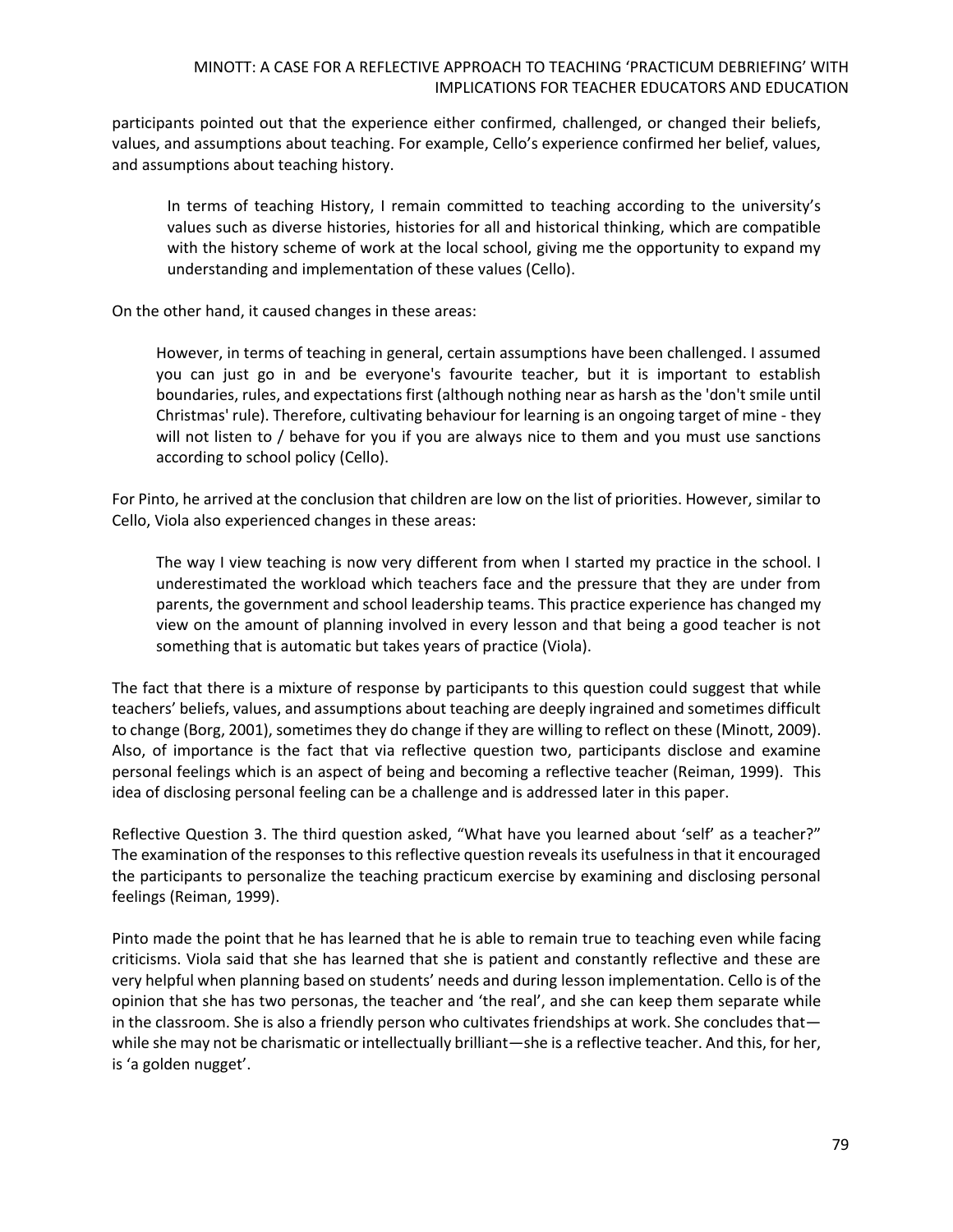participants pointed out that the experience either confirmed, challenged, or changed their beliefs, values, and assumptions about teaching. For example, Cello's experience confirmed her belief, values, and assumptions about teaching history.

> In terms of teaching History, I remain committed to teaching according to the university's values such as diverse histories, histories for all and historical thinking, which are compatible with the history scheme of work at the local school, giving me the opportunity to expand my understanding and implementation of these values (Cello).

On the other hand, it caused changes in these areas:

> However, in terms of teaching in general, certain assumptions have been challenged. I assumed you can just go in and be everyone's favourite teacher, but it is important to establish boundaries, rules, and expectations first (although nothing near as harsh as the 'don't smile until Christmas' rule). Therefore, cultivating behaviour for learning is an ongoing target of mine - they will not listen to / behave for you if you are always nice to them and you must use sanctions according to school policy (Cello).

For Pinto, he arrived at the conclusion that children are low on the list of priorities. However, similar to Cello, Viola also experienced changes in these areas:

> The way I view teaching is now very different from when I started my practice in the school. I underestimated the workload which teachers face and the pressure that they are under from parents, the government and school leadership teams. This practice experience has changed my view on the amount of planning involved in every lesson and that being a good teacher is not something that is automatic but takes years of practice (Viola).

The fact that there is a mixture of response by participants to this question could suggest that while teachers' beliefs, values, and assumptions about teaching are deeply ingrained and sometimes difficult to change (Borg, 2001), sometimes they do change if they are willing to reflect on these (Minott, 2009). Also, of importance is the fact that via reflective question two, participants disclose and examine personal feelings which is an aspect of being and becoming a reflective teacher (Reiman, 1999). This idea of disclosing personal feeling can be a challenge and is addressed later in this paper.

Reflective Question 3. The third question asked, "What have you learned about 'self' as a teacher?" The examination of the responses to this reflective question reveals its usefulness in that it encouraged the participants to personalize the teaching practicum exercise by examining and disclosing personal feelings (Reiman, 1999).

Pinto made the point that he has learned that he is able to remain true to teaching even while facing criticisms. Viola said that she has learned that she is patient and constantly reflective and these are very helpful when planning based on students' needs and during lesson implementation. Cello is of the opinion that she has two personas, the teacher and 'the real', and she can keep them separate while in the classroom. She is also a friendly person who cultivates friendships at work. She concludes that—while she may not be charismatic or intellectually brilliant—she is a reflective teacher. And this, for her, is 'a golden nugget'.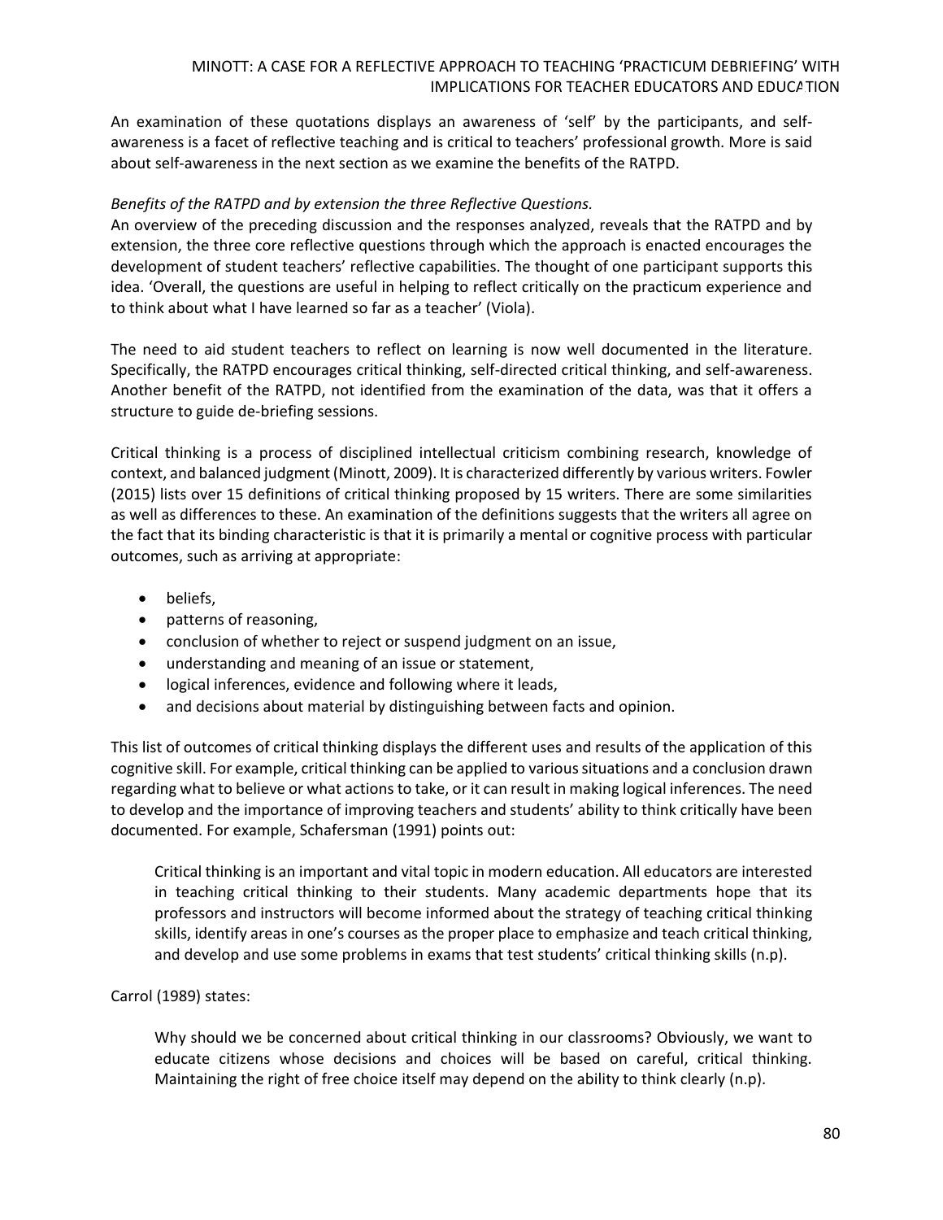An examination of these quotations displays an awareness of 'self' by the participants, and self-awareness is a facet of reflective teaching and is critical to teachers' professional growth. More is said about self-awareness in the next section as we examine the benefits of the RATPD.

*Benefits of the RATPD and by extension the three Reflective Questions.*

An overview of the preceding discussion and the responses analyzed, reveals that the RATPD and by extension, the three core reflective questions through which the approach is enacted encourages the development of student teachers' reflective capabilities. The thought of one participant supports this idea. 'Overall, the questions are useful in helping to reflect critically on the practicum experience and to think about what I have learned so far as a teacher' (Viola).

The need to aid student teachers to reflect on learning is now well documented in the literature. Specifically, the RATPD encourages critical thinking, self-directed critical thinking, and self-awareness. Another benefit of the RATPD, not identified from the examination of the data, was that it offers a structure to guide de-briefing sessions.

Critical thinking is a process of disciplined intellectual criticism combining research, knowledge of context, and balanced judgment (Minott, 2009). It is characterized differently by various writers. Fowler (2015) lists over 15 definitions of critical thinking proposed by 15 writers. There are some similarities as well as differences to these. An examination of the definitions suggests that the writers all agree on the fact that its binding characteristic is that it is primarily a mental or cognitive process with particular outcomes, such as arriving at appropriate:

- beliefs,
- patterns of reasoning,
- conclusion of whether to reject or suspend judgment on an issue,
- understanding and meaning of an issue or statement,
- logical inferences, evidence and following where it leads,
- and decisions about material by distinguishing between facts and opinion.

This list of outcomes of critical thinking displays the different uses and results of the application of this cognitive skill. For example, critical thinking can be applied to various situations and a conclusion drawn regarding what to believe or what actions to take, or it can result in making logical inferences. The need to develop and the importance of improving teachers and students' ability to think critically have been documented. For example, Schafersman (1991) points out:

> Critical thinking is an important and vital topic in modern education. All educators are interested in teaching critical thinking to their students. Many academic departments hope that its professors and instructors will become informed about the strategy of teaching critical thinking skills, identify areas in one's courses as the proper place to emphasize and teach critical thinking, and develop and use some problems in exams that test students' critical thinking skills (n.p).

Carrol (1989) states:

> Why should we be concerned about critical thinking in our classrooms? Obviously, we want to educate citizens whose decisions and choices will be based on careful, critical thinking. Maintaining the right of free choice itself may depend on the ability to think clearly (n.p).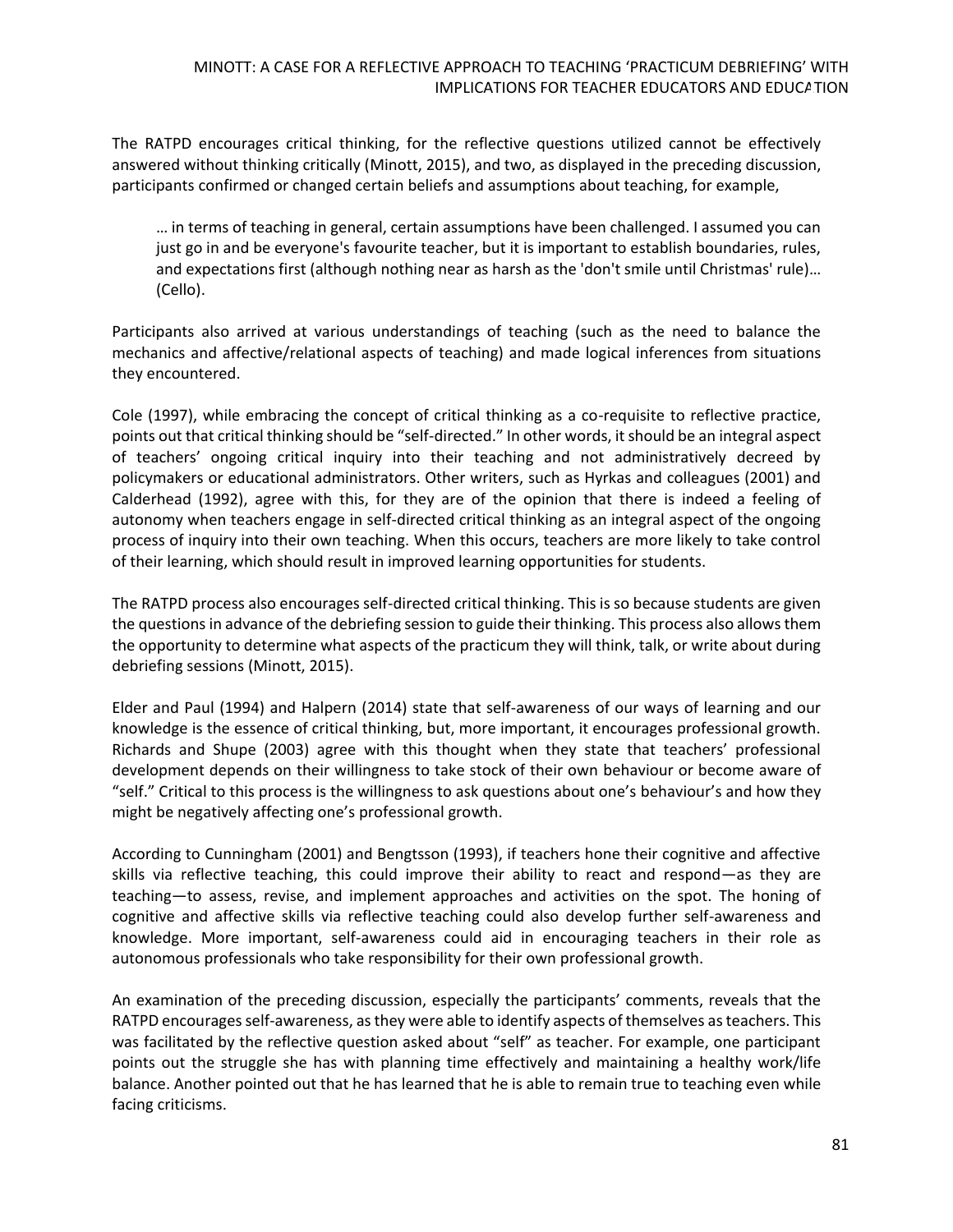The RATPD encourages critical thinking, for the reflective questions utilized cannot be effectively answered without thinking critically (Minott, 2015), and two, as displayed in the preceding discussion, participants confirmed or changed certain beliefs and assumptions about teaching, for example,

> … in terms of teaching in general, certain assumptions have been challenged. I assumed you can just go in and be everyone's favourite teacher, but it is important to establish boundaries, rules, and expectations first (although nothing near as harsh as the 'don't smile until Christmas' rule)… (Cello).

Participants also arrived at various understandings of teaching (such as the need to balance the mechanics and affective/relational aspects of teaching) and made logical inferences from situations they encountered.

Cole (1997), while embracing the concept of critical thinking as a co-requisite to reflective practice, points out that critical thinking should be "self-directed." In other words, it should be an integral aspect of teachers' ongoing critical inquiry into their teaching and not administratively decreed by policymakers or educational administrators. Other writers, such as Hyrkas and colleagues (2001) and Calderhead (1992), agree with this, for they are of the opinion that there is indeed a feeling of autonomy when teachers engage in self-directed critical thinking as an integral aspect of the ongoing process of inquiry into their own teaching. When this occurs, teachers are more likely to take control of their learning, which should result in improved learning opportunities for students.

The RATPD process also encourages self-directed critical thinking. This is so because students are given the questions in advance of the debriefing session to guide their thinking. This process also allows them the opportunity to determine what aspects of the practicum they will think, talk, or write about during debriefing sessions (Minott, 2015).

Elder and Paul (1994) and Halpern (2014) state that self-awareness of our ways of learning and our knowledge is the essence of critical thinking, but, more important, it encourages professional growth. Richards and Shupe (2003) agree with this thought when they state that teachers' professional development depends on their willingness to take stock of their own behaviour or become aware of "self." Critical to this process is the willingness to ask questions about one's behaviour's and how they might be negatively affecting one's professional growth.

According to Cunningham (2001) and Bengtsson (1993), if teachers hone their cognitive and affective skills via reflective teaching, this could improve their ability to react and respond—as they are teaching—to assess, revise, and implement approaches and activities on the spot. The honing of cognitive and affective skills via reflective teaching could also develop further self-awareness and knowledge. More important, self-awareness could aid in encouraging teachers in their role as autonomous professionals who take responsibility for their own professional growth.

An examination of the preceding discussion, especially the participants' comments, reveals that the RATPD encourages self-awareness, as they were able to identify aspects of themselves as teachers. This was facilitated by the reflective question asked about "self" as teacher. For example, one participant points out the struggle she has with planning time effectively and maintaining a healthy work/life balance. Another pointed out that he has learned that he is able to remain true to teaching even while facing criticisms.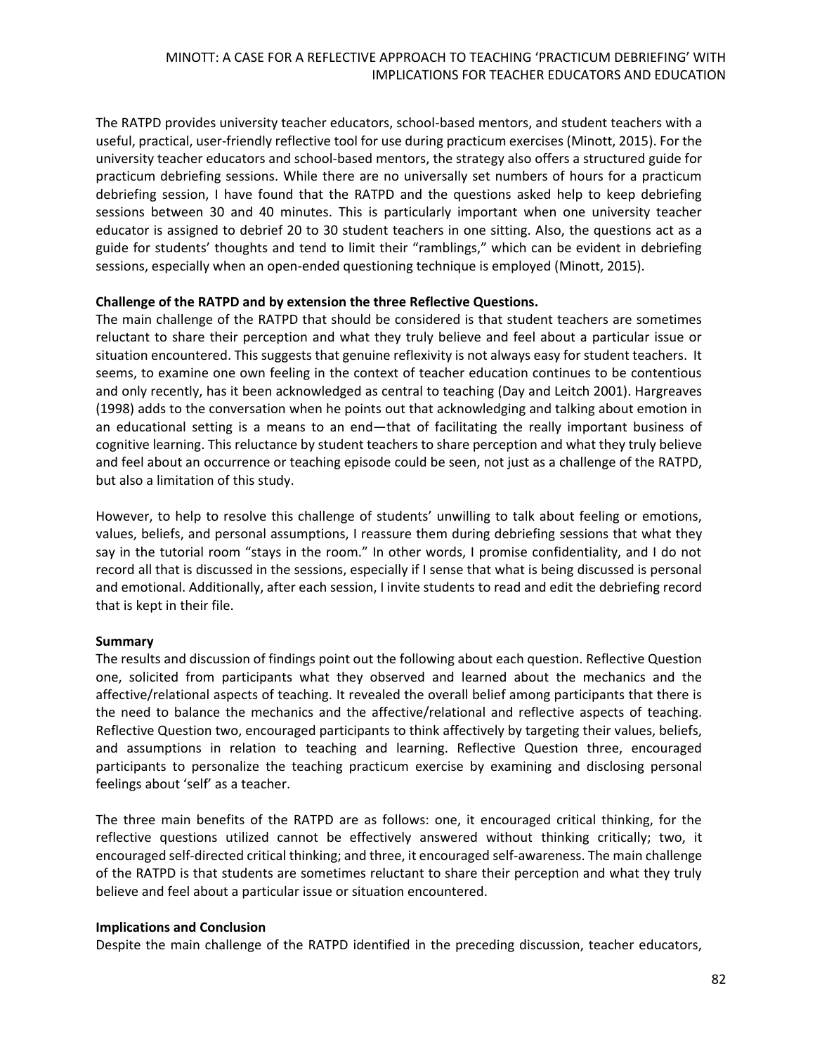The RATPD provides university teacher educators, school-based mentors, and student teachers with a useful, practical, user-friendly reflective tool for use during practicum exercises (Minott, 2015). For the university teacher educators and school-based mentors, the strategy also offers a structured guide for practicum debriefing sessions. While there are no universally set numbers of hours for a practicum debriefing session, I have found that the RATPD and the questions asked help to keep debriefing sessions between 30 and 40 minutes. This is particularly important when one university teacher educator is assigned to debrief 20 to 30 student teachers in one sitting. Also, the questions act as a guide for students' thoughts and tend to limit their "ramblings," which can be evident in debriefing sessions, especially when an open-ended questioning technique is employed (Minott, 2015).

**Challenge of the RATPD and by extension the three Reflective Questions.**

The main challenge of the RATPD that should be considered is that student teachers are sometimes reluctant to share their perception and what they truly believe and feel about a particular issue or situation encountered. This suggests that genuine reflexivity is not always easy for student teachers. It seems, to examine one own feeling in the context of teacher education continues to be contentious and only recently, has it been acknowledged as central to teaching (Day and Leitch 2001). Hargreaves (1998) adds to the conversation when he points out that acknowledging and talking about emotion in an educational setting is a means to an end—that of facilitating the really important business of cognitive learning. This reluctance by student teachers to share perception and what they truly believe and feel about an occurrence or teaching episode could be seen, not just as a challenge of the RATPD, but also a limitation of this study.

However, to help to resolve this challenge of students' unwilling to talk about feeling or emotions, values, beliefs, and personal assumptions, I reassure them during debriefing sessions that what they say in the tutorial room "stays in the room." In other words, I promise confidentiality, and I do not record all that is discussed in the sessions, especially if I sense that what is being discussed is personal and emotional. Additionally, after each session, I invite students to read and edit the debriefing record that is kept in their file.

**Summary**

The results and discussion of findings point out the following about each question. Reflective Question one, solicited from participants what they observed and learned about the mechanics and the affective/relational aspects of teaching. It revealed the overall belief among participants that there is the need to balance the mechanics and the affective/relational and reflective aspects of teaching. Reflective Question two, encouraged participants to think affectively by targeting their values, beliefs, and assumptions in relation to teaching and learning. Reflective Question three, encouraged participants to personalize the teaching practicum exercise by examining and disclosing personal feelings about 'self' as a teacher.

The three main benefits of the RATPD are as follows: one, it encouraged critical thinking, for the reflective questions utilized cannot be effectively answered without thinking critically; two, it encouraged self-directed critical thinking; and three, it encouraged self-awareness. The main challenge of the RATPD is that students are sometimes reluctant to share their perception and what they truly believe and feel about a particular issue or situation encountered.

**Implications and Conclusion**

Despite the main challenge of the RATPD identified in the preceding discussion, teacher educators,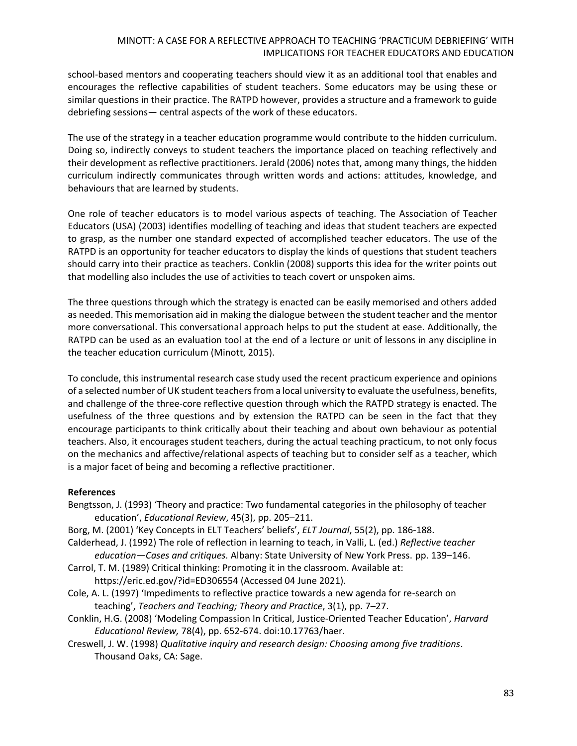school-based mentors and cooperating teachers should view it as an additional tool that enables and encourages the reflective capabilities of student teachers. Some educators may be using these or similar questions in their practice. The RATPD however, provides a structure and a framework to guide debriefing sessions— central aspects of the work of these educators.

The use of the strategy in a teacher education programme would contribute to the hidden curriculum. Doing so, indirectly conveys to student teachers the importance placed on teaching reflectively and their development as reflective practitioners. Jerald (2006) notes that, among many things, the hidden curriculum indirectly communicates through written words and actions: attitudes, knowledge, and behaviours that are learned by students.

One role of teacher educators is to model various aspects of teaching. The Association of Teacher Educators (USA) (2003) identifies modelling of teaching and ideas that student teachers are expected to grasp, as the number one standard expected of accomplished teacher educators. The use of the RATPD is an opportunity for teacher educators to display the kinds of questions that student teachers should carry into their practice as teachers. Conklin (2008) supports this idea for the writer points out that modelling also includes the use of activities to teach covert or unspoken aims.

The three questions through which the strategy is enacted can be easily memorised and others added as needed. This memorisation aid in making the dialogue between the student teacher and the mentor more conversational. This conversational approach helps to put the student at ease. Additionally, the RATPD can be used as an evaluation tool at the end of a lecture or unit of lessons in any discipline in the teacher education curriculum (Minott, 2015).

To conclude, this instrumental research case study used the recent practicum experience and opinions of a selected number of UK student teachers from a local university to evaluate the usefulness, benefits, and challenge of the three-core reflective question through which the RATPD strategy is enacted. The usefulness of the three questions and by extension the RATPD can be seen in the fact that they encourage participants to think critically about their teaching and about own behaviour as potential teachers. Also, it encourages student teachers, during the actual teaching practicum, to not only focus on the mechanics and affective/relational aspects of teaching but to consider self as a teacher, which is a major facet of being and becoming a reflective practitioner.

**References**

Bengtsson, J. (1993) 'Theory and practice: Two fundamental categories in the philosophy of teacher education', *Educational Review*, 45(3), pp. 205–211.

Borg, M. (2001) 'Key Concepts in ELT Teachers' beliefs', *ELT Journal*, 55(2), pp. 186-188.

Calderhead, J. (1992) The role of reflection in learning to teach, in Valli, L. (ed.) *Reflective teacher education—Cases and critiques.* Albany: State University of New York Press. pp. 139–146.

Carrol, T. M. (1989) Critical thinking: Promoting it in the classroom. Available at: https://eric.ed.gov/?id=ED306554 (Accessed 04 June 2021).

Cole, A. L. (1997) 'Impediments to reflective practice towards a new agenda for re-search on teaching', *Teachers and Teaching; Theory and Practice*, 3(1), pp. 7–27.

Conklin, H.G. (2008) 'Modeling Compassion In Critical, Justice-Oriented Teacher Education', *Harvard Educational Review,* 78(4), pp. 652-674. doi:10.17763/haer.

Creswell, J. W. (1998) *Qualitative inquiry and research design: Choosing among five traditions*. Thousand Oaks, CA: Sage.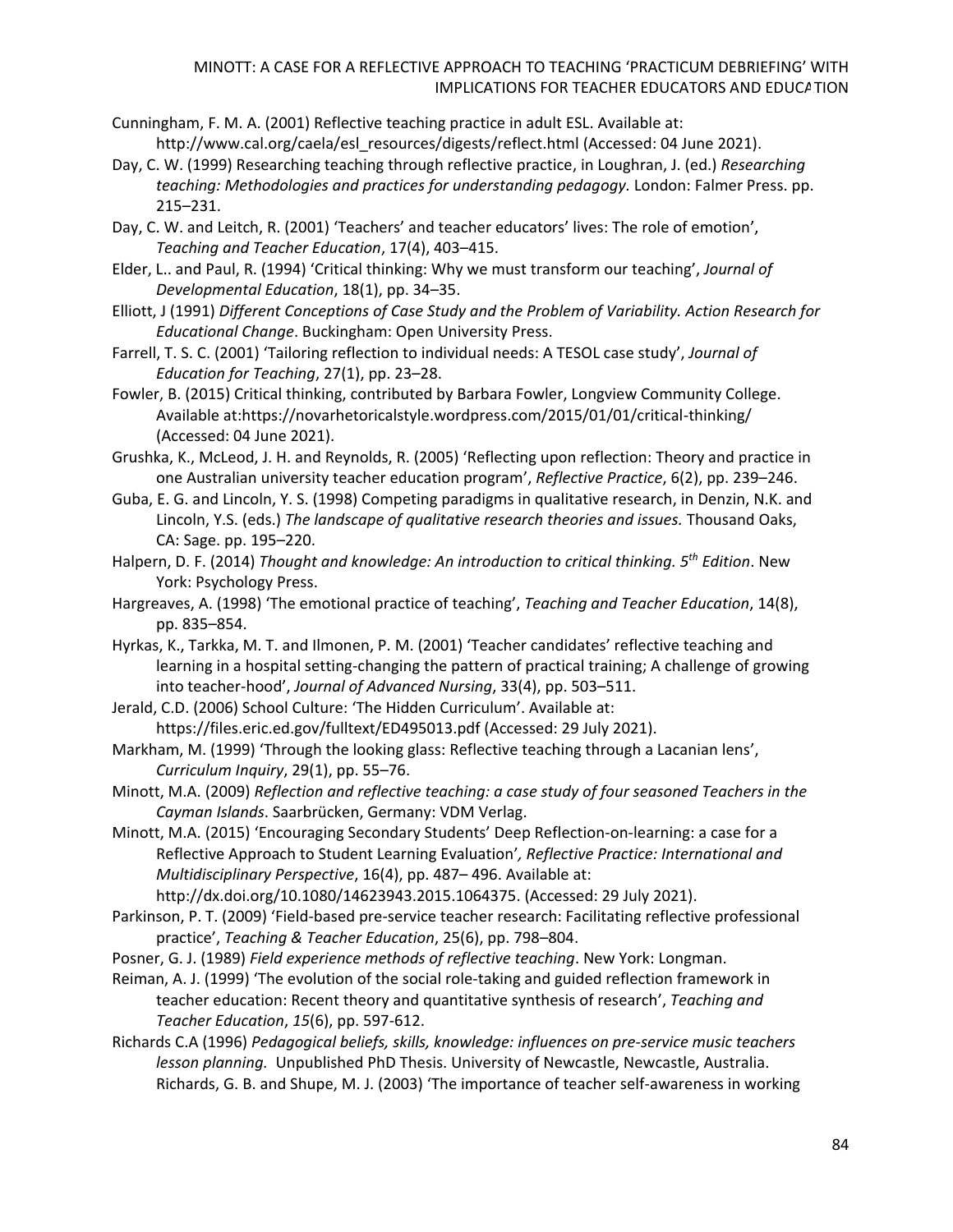Cunningham, F. M. A. (2001) Reflective teaching practice in adult ESL. Available at: http://www.cal.org/caela/esl_resources/digests/reflect.html (Accessed: 04 June 2021).

Day, C. W. (1999) Researching teaching through reflective practice, in Loughran, J. (ed.) *Researching teaching: Methodologies and practices for understanding pedagogy.* London: Falmer Press. pp. 215–231.

Day, C. W. and Leitch, R. (2001) 'Teachers' and teacher educators' lives: The role of emotion', *Teaching and Teacher Education*, 17(4), 403–415.

Elder, L.. and Paul, R. (1994) 'Critical thinking: Why we must transform our teaching', *Journal of Developmental Education*, 18(1), pp. 34–35.

Elliott, J (1991) *Different Conceptions of Case Study and the Problem of Variability. Action Research for Educational Change*. Buckingham: Open University Press.

Farrell, T. S. C. (2001) 'Tailoring reflection to individual needs: A TESOL case study', *Journal of Education for Teaching*, 27(1), pp. 23–28.

Fowler, B. (2015) Critical thinking, contributed by Barbara Fowler, Longview Community College. Available at:https://novarhetoricalstyle.wordpress.com/2015/01/01/critical-thinking/ (Accessed: 04 June 2021).

Grushka, K., McLeod, J. H. and Reynolds, R. (2005) 'Reflecting upon reflection: Theory and practice in one Australian university teacher education program', *Reflective Practice*, 6(2), pp. 239–246.

Guba, E. G. and Lincoln, Y. S. (1998) Competing paradigms in qualitative research, in Denzin, N.K. and Lincoln, Y.S. (eds.) *The landscape of qualitative research theories and issues.* Thousand Oaks, CA: Sage. pp. 195–220.

Halpern, D. F. (2014) *Thought and knowledge: An introduction to critical thinking. 5th Edition*. New York: Psychology Press.

Hargreaves, A. (1998) 'The emotional practice of teaching', *Teaching and Teacher Education*, 14(8), pp. 835–854.

Hyrkas, K., Tarkka, M. T. and Ilmonen, P. M. (2001) 'Teacher candidates' reflective teaching and learning in a hospital setting-changing the pattern of practical training; A challenge of growing into teacher-hood', *Journal of Advanced Nursing*, 33(4), pp. 503–511.

Jerald, C.D. (2006) School Culture: 'The Hidden Curriculum'. Available at: https://files.eric.ed.gov/fulltext/ED495013.pdf (Accessed: 29 July 2021).

Markham, M. (1999) 'Through the looking glass: Reflective teaching through a Lacanian lens', *Curriculum Inquiry*, 29(1), pp. 55–76.

Minott, M.A. (2009) *Reflection and reflective teaching: a case study of four seasoned Teachers in the Cayman Islands*. Saarbrücken, Germany: VDM Verlag.

Minott, M.A. (2015) 'Encouraging Secondary Students' Deep Reflection-on-learning: a case for a Reflective Approach to Student Learning Evaluation'*, Reflective Practice: International and Multidisciplinary Perspective*, 16(4), pp. 487– 496. Available at: http://dx.doi.org/10.1080/14623943.2015.1064375. (Accessed: 29 July 2021).

Parkinson, P. T. (2009) 'Field-based pre-service teacher research: Facilitating reflective professional practice', *Teaching & Teacher Education*, 25(6), pp. 798–804.

Posner, G. J. (1989) *Field experience methods of reflective teaching*. New York: Longman.

Reiman, A. J. (1999) 'The evolution of the social role-taking and guided reflection framework in teacher education: Recent theory and quantitative synthesis of research', *Teaching and Teacher Education*, *15*(6), pp. 597-612.

Richards C.A (1996) *Pedagogical beliefs, skills, knowledge: influences on pre-service music teachers lesson planning.* Unpublished PhD Thesis. University of Newcastle, Newcastle, Australia. Richards, G. B. and Shupe, M. J. (2003) 'The importance of teacher self-awareness in working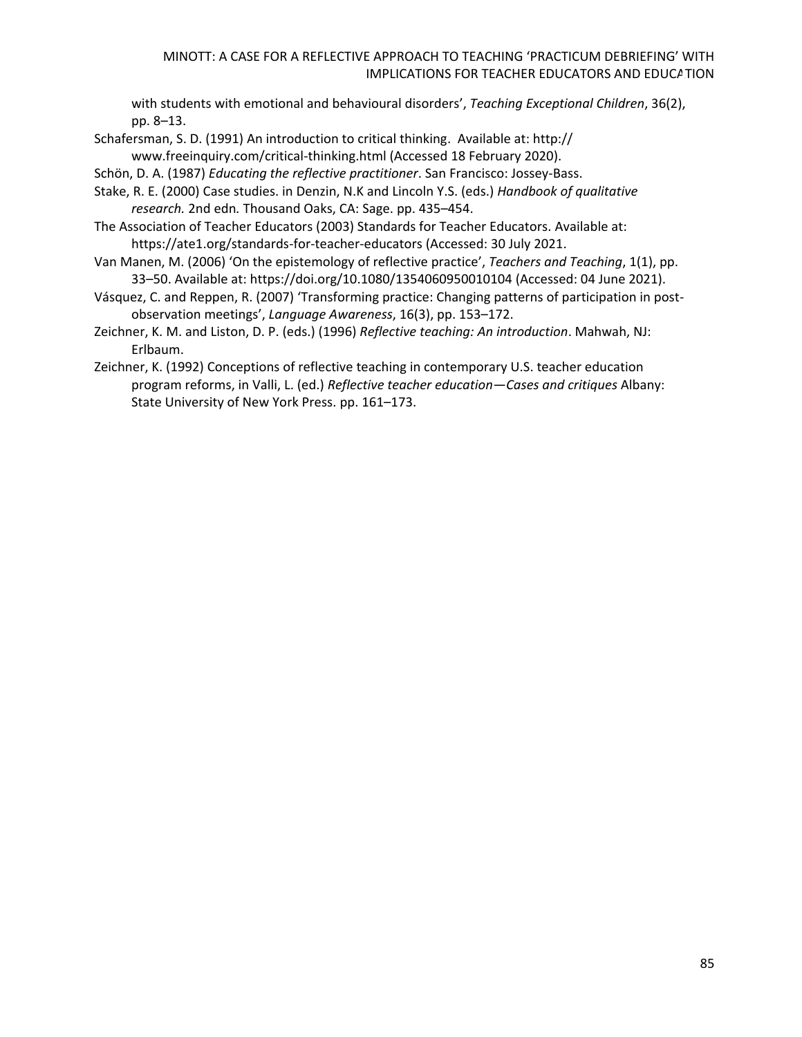with students with emotional and behavioural disorders', *Teaching Exceptional Children*, 36(2), pp. 8–13.

Schafersman, S. D. (1991) An introduction to critical thinking. Available at: http://www.freeinquiry.com/critical-thinking.html (Accessed 18 February 2020).

Schön, D. A. (1987) *Educating the reflective practitioner*. San Francisco: Jossey-Bass.

Stake, R. E. (2000) Case studies. in Denzin, N.K and Lincoln Y.S. (eds.) *Handbook of qualitative research.* 2nd edn*.* Thousand Oaks, CA: Sage. pp. 435–454.

The Association of Teacher Educators (2003) Standards for Teacher Educators. Available at: https://ate1.org/standards-for-teacher-educators (Accessed: 30 July 2021.

Van Manen, M. (2006) 'On the epistemology of reflective practice', *Teachers and Teaching*, 1(1), pp. 33–50. Available at: https://doi.org/10.1080/1354060950010104 (Accessed: 04 June 2021).

Vásquez, C. and Reppen, R. (2007) 'Transforming practice: Changing patterns of participation in post-observation meetings', *Language Awareness*, 16(3), pp. 153–172.

Zeichner, K. M. and Liston, D. P. (eds.) (1996) *Reflective teaching: An introduction*. Mahwah, NJ: Erlbaum.

Zeichner, K. (1992) Conceptions of reflective teaching in contemporary U.S. teacher education program reforms, in Valli, L. (ed.) *Reflective teacher education—Cases and critiques* Albany: State University of New York Press. pp. 161–173.